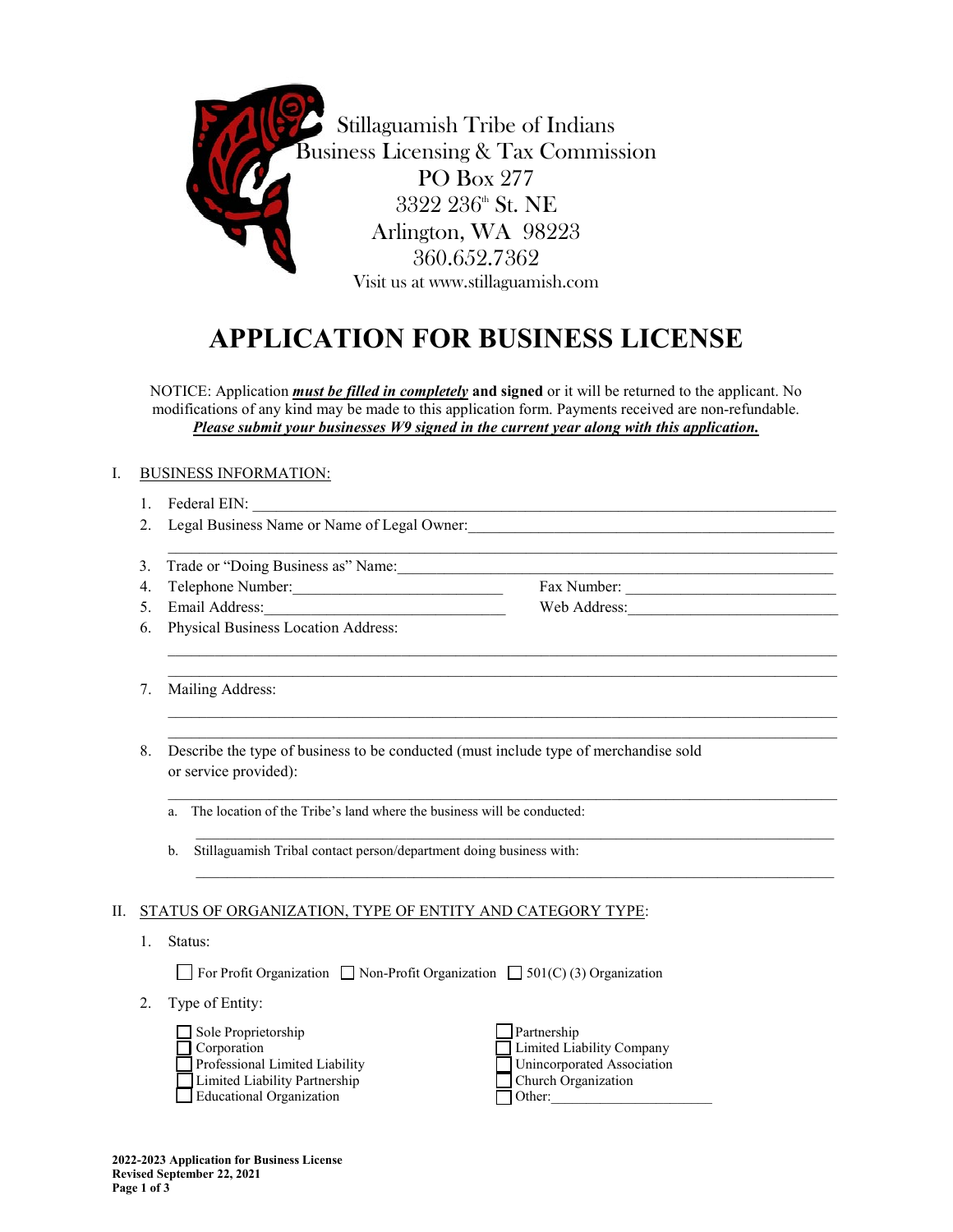Stillaguamish Tribe of Indians
Business Licensing & Tax Commission
PO Box 277
3322 236th St. NE
Arlington, WA 98223
360.652.7362
Visit us at www.stillaguamish.com

# APPLICATION FOR BUSINESS LICENSE

NOTICE: Application ***must be filled in completely*** **and signed** or it will be returned to the applicant. No modifications of any kind may be made to this application form. Payments received are non-refundable. ***Please submit your businesses W9 signed in the current year along with this application.***

## I. BUSINESS INFORMATION:

1. Federal EIN: ______________________________
2. Legal Business Name or Name of Legal Owner: ______________________________
   ______________________________
3. Trade or "Doing Business as" Name: ______________________________
4. Telephone Number: ______________________________ Fax Number: ______________________________
5. Email Address: ______________________________ Web Address: ______________________________
6. Physical Business Location Address:
   ______________________________
   ______________________________
7. Mailing Address:
   ______________________________
   ______________________________
8. Describe the type of business to be conducted (must include type of merchandise sold or service provided):
   ______________________________
   a. The location of the Tribe's land where the business will be conducted:
      ______________________________
   b. Stillaguamish Tribal contact person/department doing business with:
      ______________________________

## II. STATUS OF ORGANIZATION, TYPE OF ENTITY AND CATEGORY TYPE:

1. Status:

   ☐ For Profit Organization ☐ Non-Profit Organization ☐ 501(C) (3) Organization

2. Type of Entity:

   ☐ Sole Proprietorship
   ☐ Corporation
   ☐ Professional Limited Liability
   ☐ Limited Liability Partnership
   ☐ Educational Organization
   ☐ Partnership
   ☐ Limited Liability Company
   ☐ Unincorporated Association
   ☐ Church Organization
   ☐ Other: ______________________________

**2022-2023 Application for Business License**
**Revised September 22, 2021**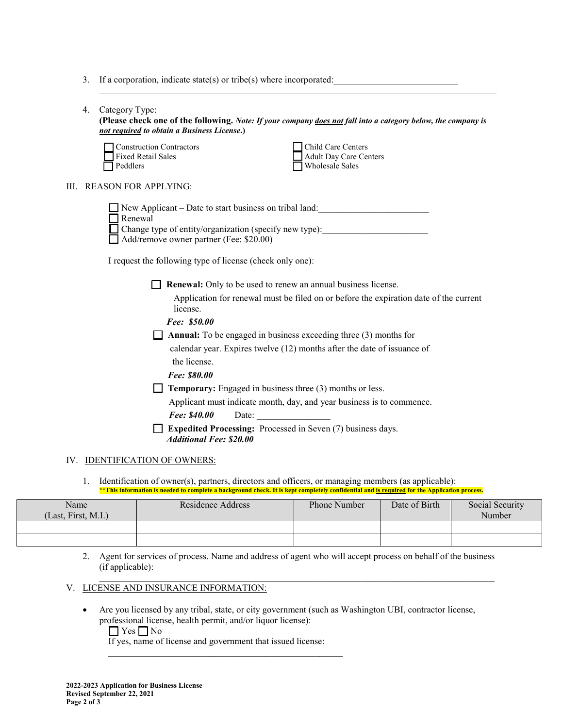3. If a corporation, indicate state(s) or tribe(s) where incorporated:___________________________

_______________________________________________________________________________________

4. Category Type:
**(Please check one of the following.** ***Note: If your company*** ***does not*** ***fall into a category below, the company is*** ***not required*** ***to obtain a Business License.*****)**

☐ Construction Contractors
☐ Fixed Retail Sales
☐ Peddlers
☐ Child Care Centers
☐ Adult Day Care Centers
☐ Wholesale Sales

## III. REASON FOR APPLYING:

☐ New Applicant – Date to start business on tribal land:________________________
☐ Renewal
☐ Change type of entity/organization (specify new type):_______________________
☐ Add/remove owner partner (Fee: $20.00)

I request the following type of license (check only one):

☐ **Renewal:** Only to be used to renew an annual business license.
Application for renewal must be filed on or before the expiration date of the current license.
***Fee: $50.00***

☐ **Annual:** To be engaged in business exceeding three (3) months for calendar year. Expires twelve (12) months after the date of issuance of the license.
***Fee: $80.00***

☐ **Temporary:** Engaged in business three (3) months or less.
Applicant must indicate month, day, and year business is to commence.
***Fee: $40.00*** Date: ________________

☐ **Expedited Processing:** Processed in Seven (7) business days.
***Additional Fee: $20.00***

## IV. IDENTIFICATION OF OWNERS:

1. Identification of owner(s), partners, directors and officers, or managing members (as applicable):
**\*\*This information is needed to complete a background check. It is kept completely confidential and is required for the Application process.**

| Name (Last, First, M.I.) | Residence Address | Phone Number | Date of Birth | Social Security Number |
|---|---|---|---|---|
| | | | | |
| | | | | |

2. Agent for services of process. Name and address of agent who will accept process on behalf of the business (if applicable):

_______________________________________________________________________________________

## V. LICENSE AND INSURANCE INFORMATION:

- Are you licensed by any tribal, state, or city government (such as Washington UBI, contractor license, professional license, health permit, and/or liquor license):
☐ Yes ☐ No
If yes, name of license and government that issued license:
_____________________________________________________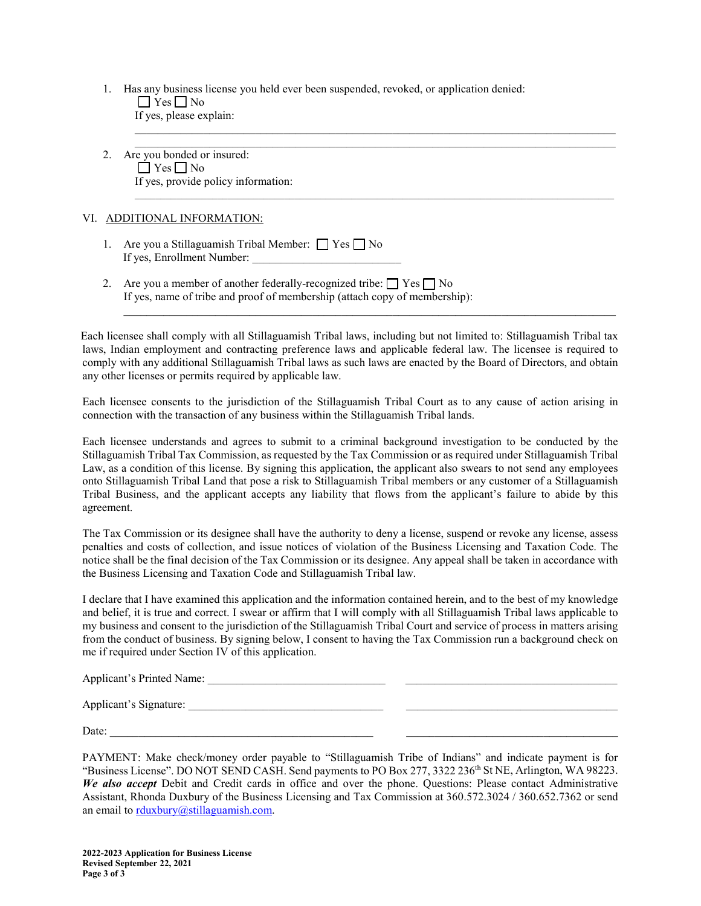1. Has any business license you held ever been suspended, revoked, or application denied:
   ☐ Yes ☐ No
   If yes, please explain:
   ______________________________________________________________________________
   ______________________________________________________________________________

2. Are you bonded or insured:
   ☐ Yes ☐ No
   If yes, provide policy information:
   ______________________________________________________________________________

## VI. ADDITIONAL INFORMATION:

1. Are you a Stillaguamish Tribal Member: ☐ Yes ☐ No
   If yes, Enrollment Number: ___________________________

2. Are you a member of another federally-recognized tribe: ☐ Yes ☐ No
   If yes, name of tribe and proof of membership (attach copy of membership):
   ______________________________________________________________________________

Each licensee shall comply with all Stillaguamish Tribal laws, including but not limited to: Stillaguamish Tribal tax laws, Indian employment and contracting preference laws and applicable federal law. The licensee is required to comply with any additional Stillaguamish Tribal laws as such laws are enacted by the Board of Directors, and obtain any other licenses or permits required by applicable law.

Each licensee consents to the jurisdiction of the Stillaguamish Tribal Court as to any cause of action arising in connection with the transaction of any business within the Stillaguamish Tribal lands.

Each licensee understands and agrees to submit to a criminal background investigation to be conducted by the Stillaguamish Tribal Tax Commission, as requested by the Tax Commission or as required under Stillaguamish Tribal Law, as a condition of this license. By signing this application, the applicant also swears to not send any employees onto Stillaguamish Tribal Land that pose a risk to Stillaguamish Tribal members or any customer of a Stillaguamish Tribal Business, and the applicant accepts any liability that flows from the applicant's failure to abide by this agreement.

The Tax Commission or its designee shall have the authority to deny a license, suspend or revoke any license, assess penalties and costs of collection, and issue notices of violation of the Business Licensing and Taxation Code. The notice shall be the final decision of the Tax Commission or its designee. Any appeal shall be taken in accordance with the Business Licensing and Taxation Code and Stillaguamish Tribal law.

I declare that I have examined this application and the information contained herein, and to the best of my knowledge and belief, it is true and correct. I swear or affirm that I will comply with all Stillaguamish Tribal laws applicable to my business and consent to the jurisdiction of the Stillaguamish Tribal Court and service of process in matters arising from the conduct of business. By signing below, I consent to having the Tax Commission run a background check on me if required under Section IV of this application.

Applicant's Printed Name: _______________________________ _______________________________________

Applicant's Signature: __________________________________ _______________________________________

Date: ______________________________________________ _______________________________________

PAYMENT: Make check/money order payable to "Stillaguamish Tribe of Indians" and indicate payment is for "Business License". DO NOT SEND CASH. Send payments to PO Box 277, 3322 236th St NE, Arlington, WA 98223. ***We also accept*** Debit and Credit cards in office and over the phone. Questions: Please contact Administrative Assistant, Rhonda Duxbury of the Business Licensing and Tax Commission at 360.572.3024 / 360.652.7362 or send an email to rduxbury@stillaguamish.com.

**2022-2023 Application for Business License**
**Revised September 22, 2021**